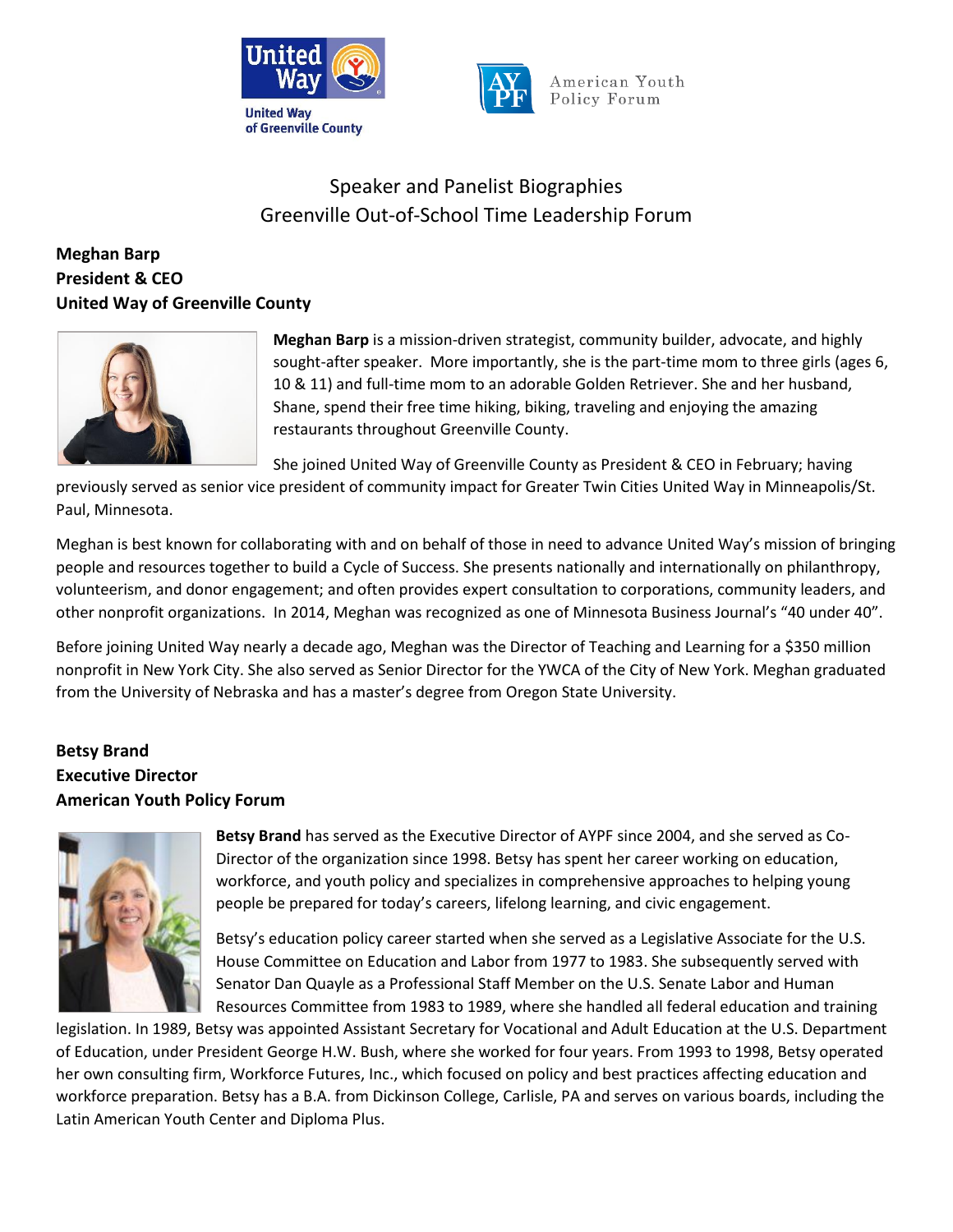# Speaker and Panelist Biographies
## Greenville Out-of-School Time Leadership Forum

**Meghan Barp**
**President & CEO**
**United Way of Greenville County**

**Meghan Barp** is a mission-driven strategist, community builder, advocate, and highly sought-after speaker. More importantly, she is the part-time mom to three girls (ages 6, 10 & 11) and full-time mom to an adorable Golden Retriever. She and her husband, Shane, spend their free time hiking, biking, traveling and enjoying the amazing restaurants throughout Greenville County.

She joined United Way of Greenville County as President & CEO in February; having previously served as senior vice president of community impact for Greater Twin Cities United Way in Minneapolis/St. Paul, Minnesota.

Meghan is best known for collaborating with and on behalf of those in need to advance United Way's mission of bringing people and resources together to build a Cycle of Success. She presents nationally and internationally on philanthropy, volunteerism, and donor engagement; and often provides expert consultation to corporations, community leaders, and other nonprofit organizations. In 2014, Meghan was recognized as one of Minnesota Business Journal's "40 under 40".

Before joining United Way nearly a decade ago, Meghan was the Director of Teaching and Learning for a $350 million nonprofit in New York City. She also served as Senior Director for the YWCA of the City of New York. Meghan graduated from the University of Nebraska and has a master's degree from Oregon State University.

**Betsy Brand**
**Executive Director**
**American Youth Policy Forum**

**Betsy Brand** has served as the Executive Director of AYPF since 2004, and she served as Co-Director of the organization since 1998. Betsy has spent her career working on education, workforce, and youth policy and specializes in comprehensive approaches to helping young people be prepared for today's careers, lifelong learning, and civic engagement.

Betsy's education policy career started when she served as a Legislative Associate for the U.S. House Committee on Education and Labor from 1977 to 1983. She subsequently served with Senator Dan Quayle as a Professional Staff Member on the U.S. Senate Labor and Human Resources Committee from 1983 to 1989, where she handled all federal education and training legislation. In 1989, Betsy was appointed Assistant Secretary for Vocational and Adult Education at the U.S. Department of Education, under President George H.W. Bush, where she worked for four years. From 1993 to 1998, Betsy operated her own consulting firm, Workforce Futures, Inc., which focused on policy and best practices affecting education and workforce preparation. Betsy has a B.A. from Dickinson College, Carlisle, PA and serves on various boards, including the Latin American Youth Center and Diploma Plus.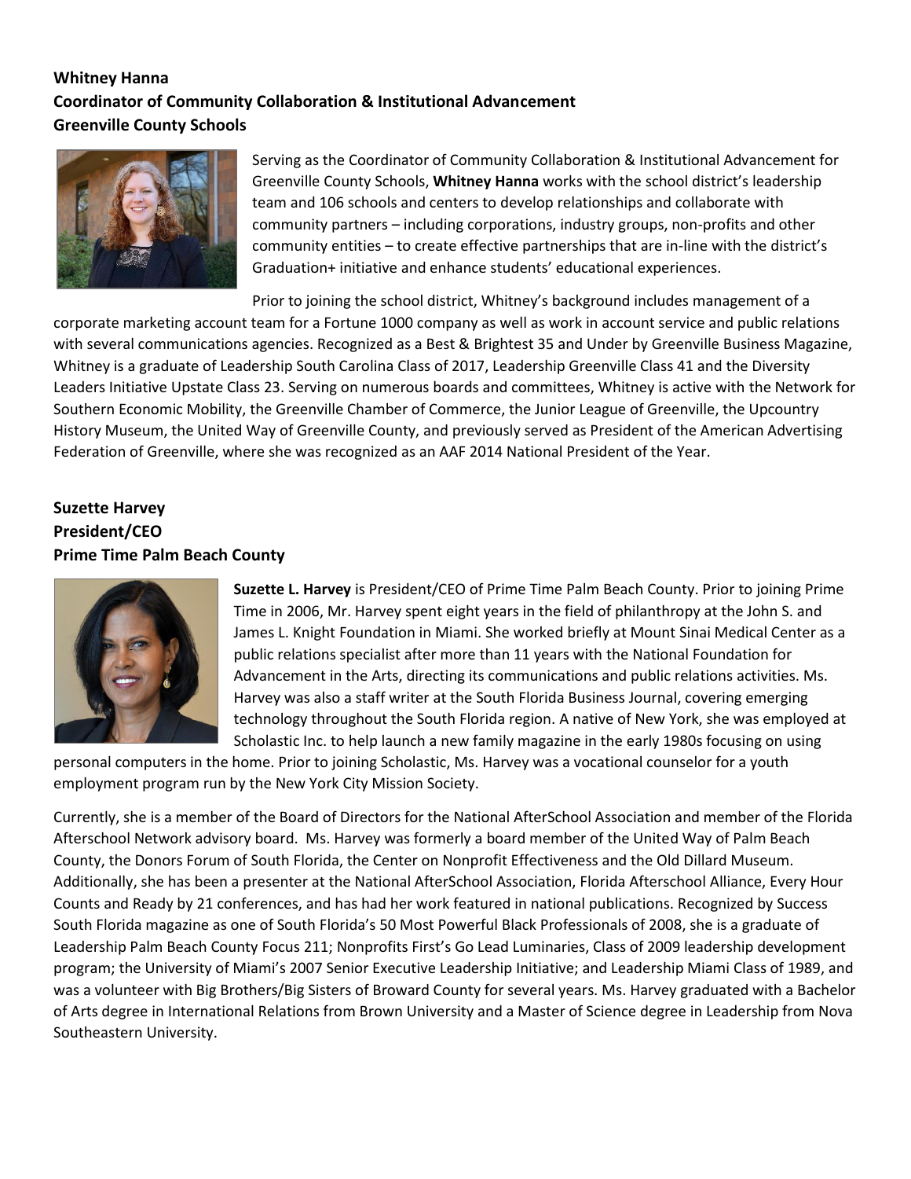**Whitney Hanna**
**Coordinator of Community Collaboration & Institutional Advancement**
**Greenville County Schools**

Serving as the Coordinator of Community Collaboration & Institutional Advancement for Greenville County Schools, **Whitney Hanna** works with the school district's leadership team and 106 schools and centers to develop relationships and collaborate with community partners – including corporations, industry groups, non-profits and other community entities – to create effective partnerships that are in-line with the district's Graduation+ initiative and enhance students' educational experiences.

Prior to joining the school district, Whitney's background includes management of a corporate marketing account team for a Fortune 1000 company as well as work in account service and public relations with several communications agencies. Recognized as a Best & Brightest 35 and Under by Greenville Business Magazine, Whitney is a graduate of Leadership South Carolina Class of 2017, Leadership Greenville Class 41 and the Diversity Leaders Initiative Upstate Class 23. Serving on numerous boards and committees, Whitney is active with the Network for Southern Economic Mobility, the Greenville Chamber of Commerce, the Junior League of Greenville, the Upcountry History Museum, the United Way of Greenville County, and previously served as President of the American Advertising Federation of Greenville, where she was recognized as an AAF 2014 National President of the Year.

**Suzette Harvey**
**President/CEO**
**Prime Time Palm Beach County**

**Suzette L. Harvey** is President/CEO of Prime Time Palm Beach County. Prior to joining Prime Time in 2006, Mr. Harvey spent eight years in the field of philanthropy at the John S. and James L. Knight Foundation in Miami. She worked briefly at Mount Sinai Medical Center as a public relations specialist after more than 11 years with the National Foundation for Advancement in the Arts, directing its communications and public relations activities. Ms. Harvey was also a staff writer at the South Florida Business Journal, covering emerging technology throughout the South Florida region. A native of New York, she was employed at Scholastic Inc. to help launch a new family magazine in the early 1980s focusing on using personal computers in the home. Prior to joining Scholastic, Ms. Harvey was a vocational counselor for a youth employment program run by the New York City Mission Society.

Currently, she is a member of the Board of Directors for the National AfterSchool Association and member of the Florida Afterschool Network advisory board. Ms. Harvey was formerly a board member of the United Way of Palm Beach County, the Donors Forum of South Florida, the Center on Nonprofit Effectiveness and the Old Dillard Museum. Additionally, she has been a presenter at the National AfterSchool Association, Florida Afterschool Alliance, Every Hour Counts and Ready by 21 conferences, and has had her work featured in national publications. Recognized by Success South Florida magazine as one of South Florida's 50 Most Powerful Black Professionals of 2008, she is a graduate of Leadership Palm Beach County Focus 211; Nonprofits First's Go Lead Luminaries, Class of 2009 leadership development program; the University of Miami's 2007 Senior Executive Leadership Initiative; and Leadership Miami Class of 1989, and was a volunteer with Big Brothers/Big Sisters of Broward County for several years. Ms. Harvey graduated with a Bachelor of Arts degree in International Relations from Brown University and a Master of Science degree in Leadership from Nova Southeastern University.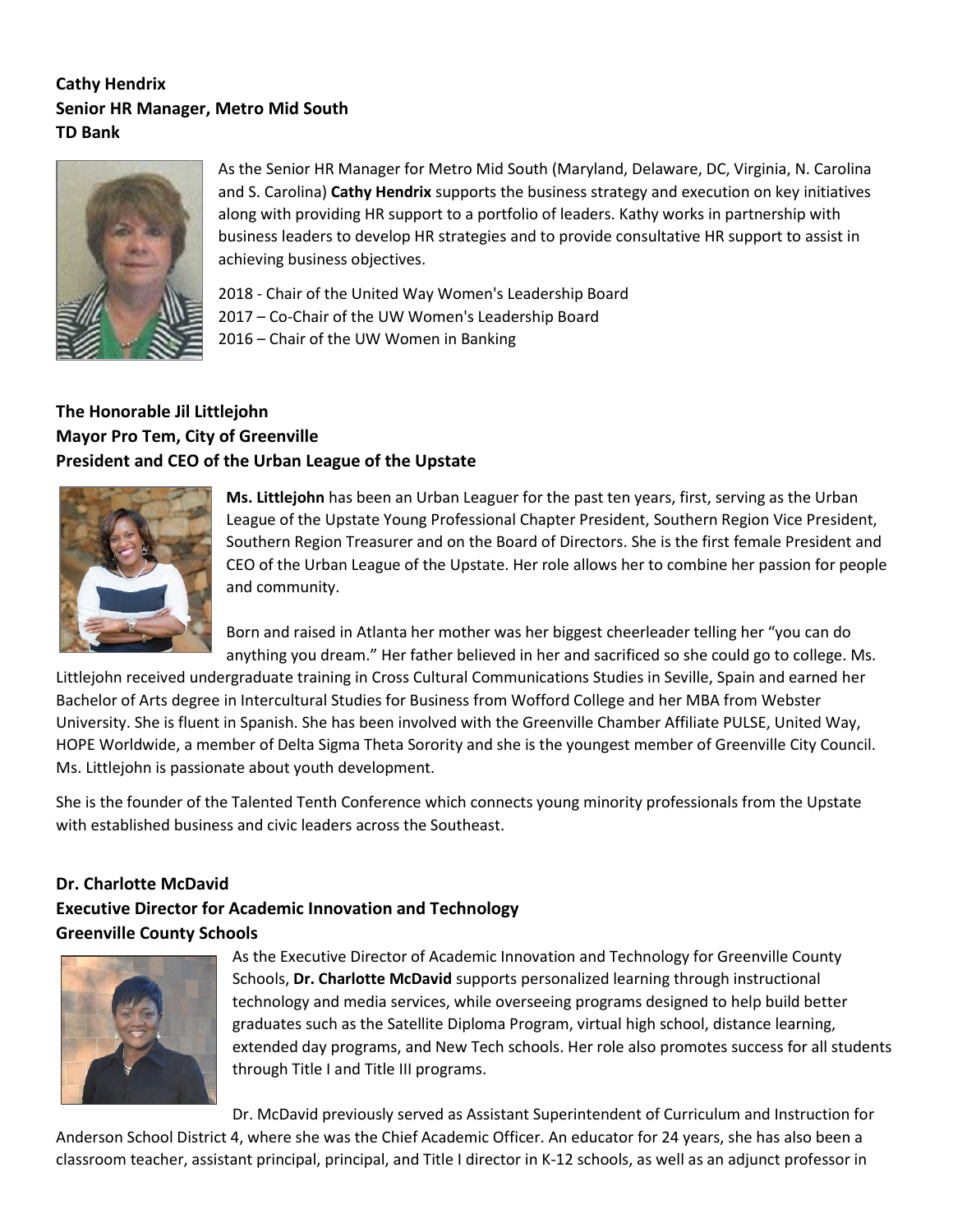**Cathy Hendrix**
**Senior HR Manager, Metro Mid South**
**TD Bank**

As the Senior HR Manager for Metro Mid South (Maryland, Delaware, DC, Virginia, N. Carolina and S. Carolina) **Cathy Hendrix** supports the business strategy and execution on key initiatives along with providing HR support to a portfolio of leaders. Kathy works in partnership with business leaders to develop HR strategies and to provide consultative HR support to assist in achieving business objectives.

2018 - Chair of the United Way Women's Leadership Board
2017 – Co-Chair of the UW Women's Leadership Board
2016 – Chair of the UW Women in Banking

**The Honorable Jil Littlejohn**
**Mayor Pro Tem, City of Greenville**
**President and CEO of the Urban League of the Upstate**

**Ms. Littlejohn** has been an Urban Leaguer for the past ten years, first, serving as the Urban League of the Upstate Young Professional Chapter President, Southern Region Vice President, Southern Region Treasurer and on the Board of Directors. She is the first female President and CEO of the Urban League of the Upstate. Her role allows her to combine her passion for people and community.

Born and raised in Atlanta her mother was her biggest cheerleader telling her "you can do anything you dream." Her father believed in her and sacrificed so she could go to college. Ms. Littlejohn received undergraduate training in Cross Cultural Communications Studies in Seville, Spain and earned her Bachelor of Arts degree in Intercultural Studies for Business from Wofford College and her MBA from Webster University. She is fluent in Spanish. She has been involved with the Greenville Chamber Affiliate PULSE, United Way, HOPE Worldwide, a member of Delta Sigma Theta Sorority and she is the youngest member of Greenville City Council. Ms. Littlejohn is passionate about youth development.

She is the founder of the Talented Tenth Conference which connects young minority professionals from the Upstate with established business and civic leaders across the Southeast.

**Dr. Charlotte McDavid**
**Executive Director for Academic Innovation and Technology**
**Greenville County Schools**

As the Executive Director of Academic Innovation and Technology for Greenville County Schools, **Dr. Charlotte McDavid** supports personalized learning through instructional technology and media services, while overseeing programs designed to help build better graduates such as the Satellite Diploma Program, virtual high school, distance learning, extended day programs, and New Tech schools. Her role also promotes success for all students through Title I and Title III programs.

Dr. McDavid previously served as Assistant Superintendent of Curriculum and Instruction for Anderson School District 4, where she was the Chief Academic Officer. An educator for 24 years, she has also been a classroom teacher, assistant principal, principal, and Title I director in K-12 schools, as well as an adjunct professor in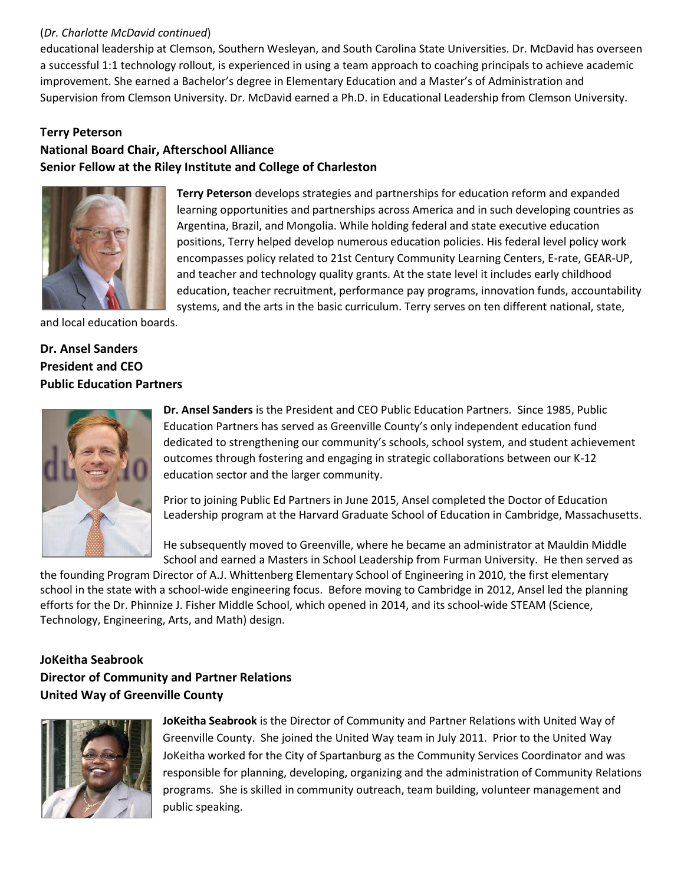(*Dr. Charlotte McDavid continued*)
educational leadership at Clemson, Southern Wesleyan, and South Carolina State Universities. Dr. McDavid has overseen a successful 1:1 technology rollout, is experienced in using a team approach to coaching principals to achieve academic improvement. She earned a Bachelor's degree in Elementary Education and a Master's of Administration and Supervision from Clemson University. Dr. McDavid earned a Ph.D. in Educational Leadership from Clemson University.

**Terry Peterson**
**National Board Chair, Afterschool Alliance**
**Senior Fellow at the Riley Institute and College of Charleston**

**Terry Peterson** develops strategies and partnerships for education reform and expanded learning opportunities and partnerships across America and in such developing countries as Argentina, Brazil, and Mongolia. While holding federal and state executive education positions, Terry helped develop numerous education policies. His federal level policy work encompasses policy related to 21st Century Community Learning Centers, E-rate, GEAR-UP, and teacher and technology quality grants. At the state level it includes early childhood education, teacher recruitment, performance pay programs, innovation funds, accountability systems, and the arts in the basic curriculum. Terry serves on ten different national, state, and local education boards.

**Dr. Ansel Sanders**
**President and CEO**
**Public Education Partners**

**Dr. Ansel Sanders** is the President and CEO Public Education Partners. Since 1985, Public Education Partners has served as Greenville County's only independent education fund dedicated to strengthening our community's schools, school system, and student achievement outcomes through fostering and engaging in strategic collaborations between our K-12 education sector and the larger community.

Prior to joining Public Ed Partners in June 2015, Ansel completed the Doctor of Education Leadership program at the Harvard Graduate School of Education in Cambridge, Massachusetts.

He subsequently moved to Greenville, where he became an administrator at Mauldin Middle School and earned a Masters in School Leadership from Furman University. He then served as the founding Program Director of A.J. Whittenberg Elementary School of Engineering in 2010, the first elementary school in the state with a school-wide engineering focus. Before moving to Cambridge in 2012, Ansel led the planning efforts for the Dr. Phinnize J. Fisher Middle School, which opened in 2014, and its school-wide STEAM (Science, Technology, Engineering, Arts, and Math) design.

**JoKeitha Seabrook**
**Director of Community and Partner Relations**
**United Way of Greenville County**

**JoKeitha Seabrook** is the Director of Community and Partner Relations with United Way of Greenville County. She joined the United Way team in July 2011. Prior to the United Way JoKeitha worked for the City of Spartanburg as the Community Services Coordinator and was responsible for planning, developing, organizing and the administration of Community Relations programs. She is skilled in community outreach, team building, volunteer management and public speaking.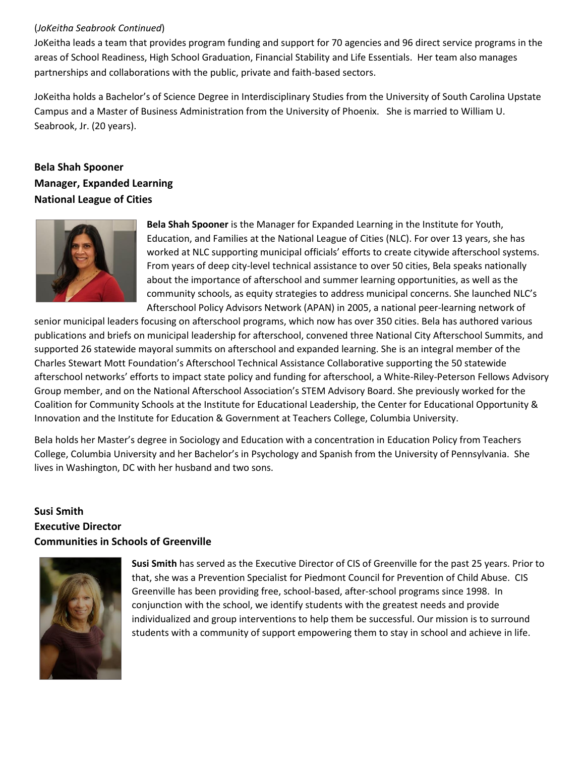(*JoKeitha Seabrook Continued*)

JoKeitha leads a team that provides program funding and support for 70 agencies and 96 direct service programs in the areas of School Readiness, High School Graduation, Financial Stability and Life Essentials. Her team also manages partnerships and collaborations with the public, private and faith-based sectors.

JoKeitha holds a Bachelor's of Science Degree in Interdisciplinary Studies from the University of South Carolina Upstate Campus and a Master of Business Administration from the University of Phoenix. She is married to William U. Seabrook, Jr. (20 years).

**Bela Shah Spooner**
**Manager, Expanded Learning**
**National League of Cities**

**Bela Shah Spooner** is the Manager for Expanded Learning in the Institute for Youth, Education, and Families at the National League of Cities (NLC). For over 13 years, she has worked at NLC supporting municipal officials' efforts to create citywide afterschool systems. From years of deep city-level technical assistance to over 50 cities, Bela speaks nationally about the importance of afterschool and summer learning opportunities, as well as the community schools, as equity strategies to address municipal concerns. She launched NLC's Afterschool Policy Advisors Network (APAN) in 2005, a national peer-learning network of senior municipal leaders focusing on afterschool programs, which now has over 350 cities. Bela has authored various publications and briefs on municipal leadership for afterschool, convened three National City Afterschool Summits, and supported 26 statewide mayoral summits on afterschool and expanded learning. She is an integral member of the Charles Stewart Mott Foundation's Afterschool Technical Assistance Collaborative supporting the 50 statewide afterschool networks' efforts to impact state policy and funding for afterschool, a White-Riley-Peterson Fellows Advisory Group member, and on the National Afterschool Association's STEM Advisory Board. She previously worked for the Coalition for Community Schools at the Institute for Educational Leadership, the Center for Educational Opportunity & Innovation and the Institute for Education & Government at Teachers College, Columbia University.

Bela holds her Master's degree in Sociology and Education with a concentration in Education Policy from Teachers College, Columbia University and her Bachelor's in Psychology and Spanish from the University of Pennsylvania. She lives in Washington, DC with her husband and two sons.

**Susi Smith**
**Executive Director**
**Communities in Schools of Greenville**

**Susi Smith** has served as the Executive Director of CIS of Greenville for the past 25 years. Prior to that, she was a Prevention Specialist for Piedmont Council for Prevention of Child Abuse. CIS Greenville has been providing free, school-based, after-school programs since 1998. In conjunction with the school, we identify students with the greatest needs and provide individualized and group interventions to help them be successful. Our mission is to surround students with a community of support empowering them to stay in school and achieve in life.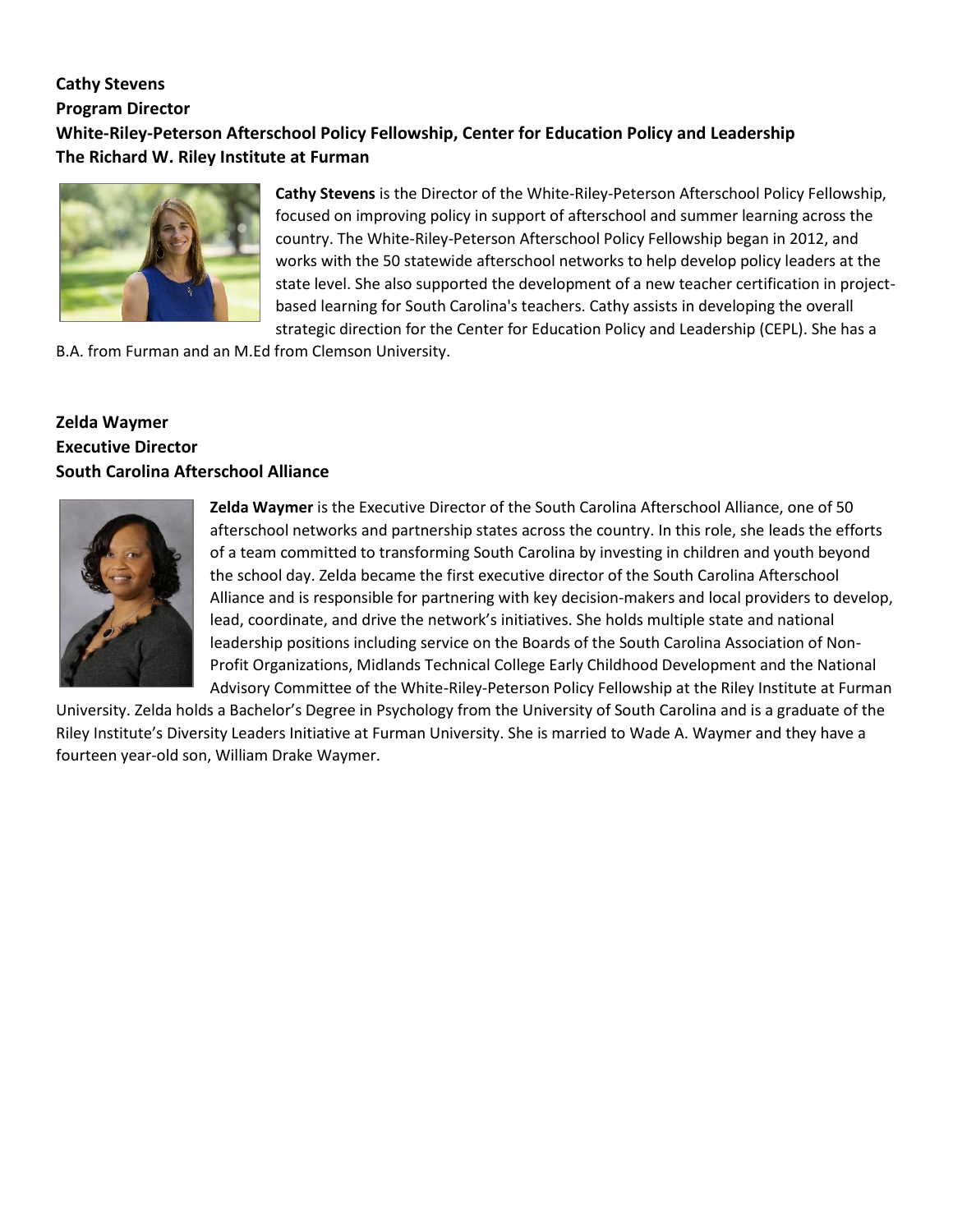**Cathy Stevens**
**Program Director**
**White-Riley-Peterson Afterschool Policy Fellowship, Center for Education Policy and Leadership**
**The Richard W. Riley Institute at Furman**

**Cathy Stevens** is the Director of the White-Riley-Peterson Afterschool Policy Fellowship, focused on improving policy in support of afterschool and summer learning across the country. The White-Riley-Peterson Afterschool Policy Fellowship began in 2012, and works with the 50 statewide afterschool networks to help develop policy leaders at the state level. She also supported the development of a new teacher certification in project-based learning for South Carolina's teachers. Cathy assists in developing the overall strategic direction for the Center for Education Policy and Leadership (CEPL). She has a B.A. from Furman and an M.Ed from Clemson University.

**Zelda Waymer**
**Executive Director**
**South Carolina Afterschool Alliance**

**Zelda Waymer** is the Executive Director of the South Carolina Afterschool Alliance, one of 50 afterschool networks and partnership states across the country. In this role, she leads the efforts of a team committed to transforming South Carolina by investing in children and youth beyond the school day. Zelda became the first executive director of the South Carolina Afterschool Alliance and is responsible for partnering with key decision-makers and local providers to develop, lead, coordinate, and drive the network's initiatives. She holds multiple state and national leadership positions including service on the Boards of the South Carolina Association of Non-Profit Organizations, Midlands Technical College Early Childhood Development and the National Advisory Committee of the White-Riley-Peterson Policy Fellowship at the Riley Institute at Furman University. Zelda holds a Bachelor's Degree in Psychology from the University of South Carolina and is a graduate of the Riley Institute's Diversity Leaders Initiative at Furman University. She is married to Wade A. Waymer and they have a fourteen year-old son, William Drake Waymer.